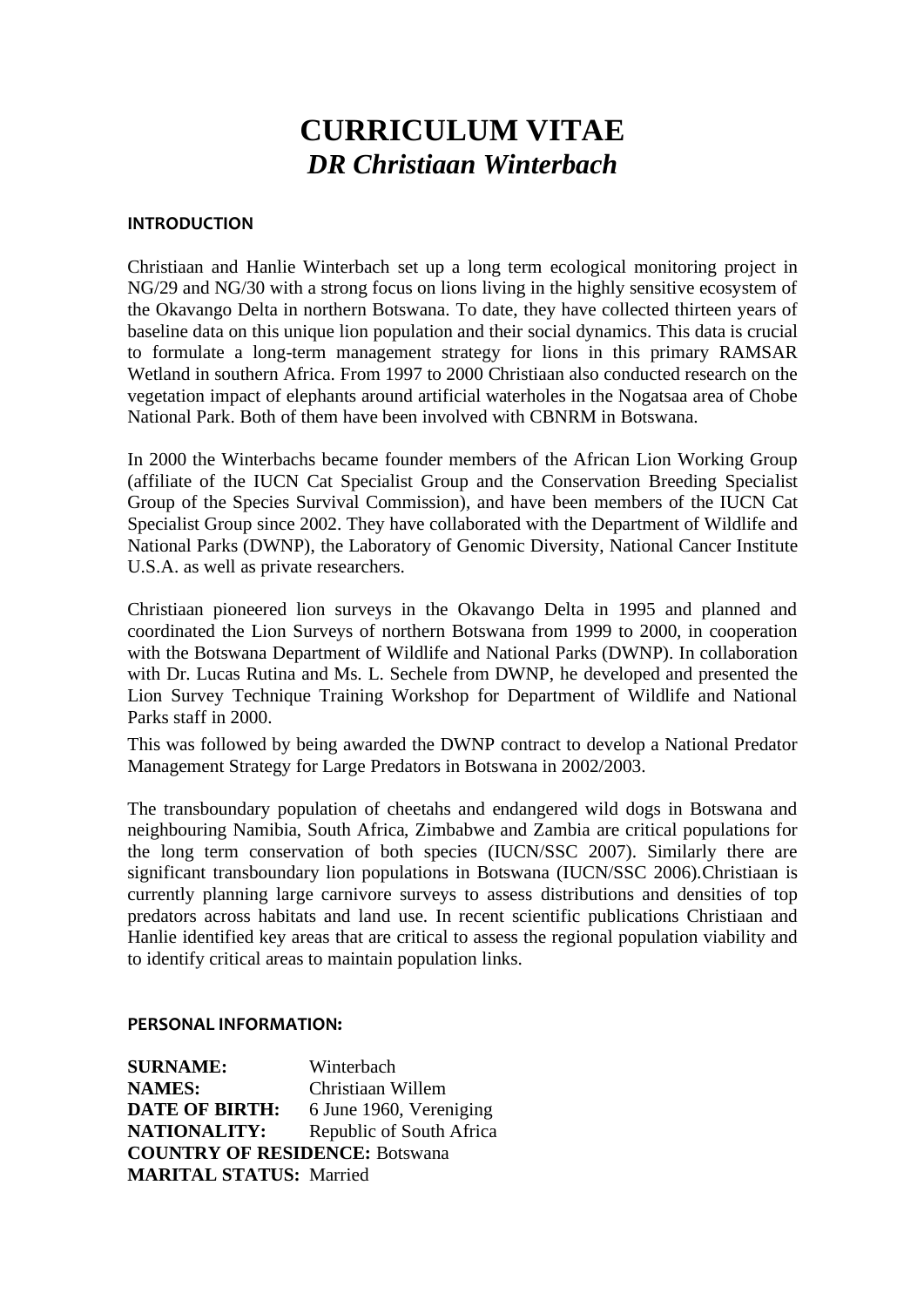# CURRICULUM VITAE
## *DR Christiaan Winterbach*

**INTRODUCTION**

Christiaan and Hanlie Winterbach set up a long term ecological monitoring project in NG/29 and NG/30 with a strong focus on lions living in the highly sensitive ecosystem of the Okavango Delta in northern Botswana. To date, they have collected thirteen years of baseline data on this unique lion population and their social dynamics. This data is crucial to formulate a long-term management strategy for lions in this primary RAMSAR Wetland in southern Africa. From 1997 to 2000 Christiaan also conducted research on the vegetation impact of elephants around artificial waterholes in the Nogatsaa area of Chobe National Park. Both of them have been involved with CBNRM in Botswana.

In 2000 the Winterbachs became founder members of the African Lion Working Group (affiliate of the IUCN Cat Specialist Group and the Conservation Breeding Specialist Group of the Species Survival Commission), and have been members of the IUCN Cat Specialist Group since 2002. They have collaborated with the Department of Wildlife and National Parks (DWNP), the Laboratory of Genomic Diversity, National Cancer Institute U.S.A. as well as private researchers.

Christiaan pioneered lion surveys in the Okavango Delta in 1995 and planned and coordinated the Lion Surveys of northern Botswana from 1999 to 2000, in cooperation with the Botswana Department of Wildlife and National Parks (DWNP). In collaboration with Dr. Lucas Rutina and Ms. L. Sechele from DWNP, he developed and presented the Lion Survey Technique Training Workshop for Department of Wildlife and National Parks staff in 2000.

This was followed by being awarded the DWNP contract to develop a National Predator Management Strategy for Large Predators in Botswana in 2002/2003.

The transboundary population of cheetahs and endangered wild dogs in Botswana and neighbouring Namibia, South Africa, Zimbabwe and Zambia are critical populations for the long term conservation of both species (IUCN/SSC 2007). Similarly there are significant transboundary lion populations in Botswana (IUCN/SSC 2006).Christiaan is currently planning large carnivore surveys to assess distributions and densities of top predators across habitats and land use. In recent scientific publications Christiaan and Hanlie identified key areas that are critical to assess the regional population viability and to identify critical areas to maintain population links.

**PERSONAL INFORMATION:**

**SURNAME:** Winterbach
**NAMES:** Christiaan Willem
**DATE OF BIRTH:** 6 June 1960, Vereniging
**NATIONALITY:** Republic of South Africa
**COUNTRY OF RESIDENCE:** Botswana
**MARITAL STATUS:** Married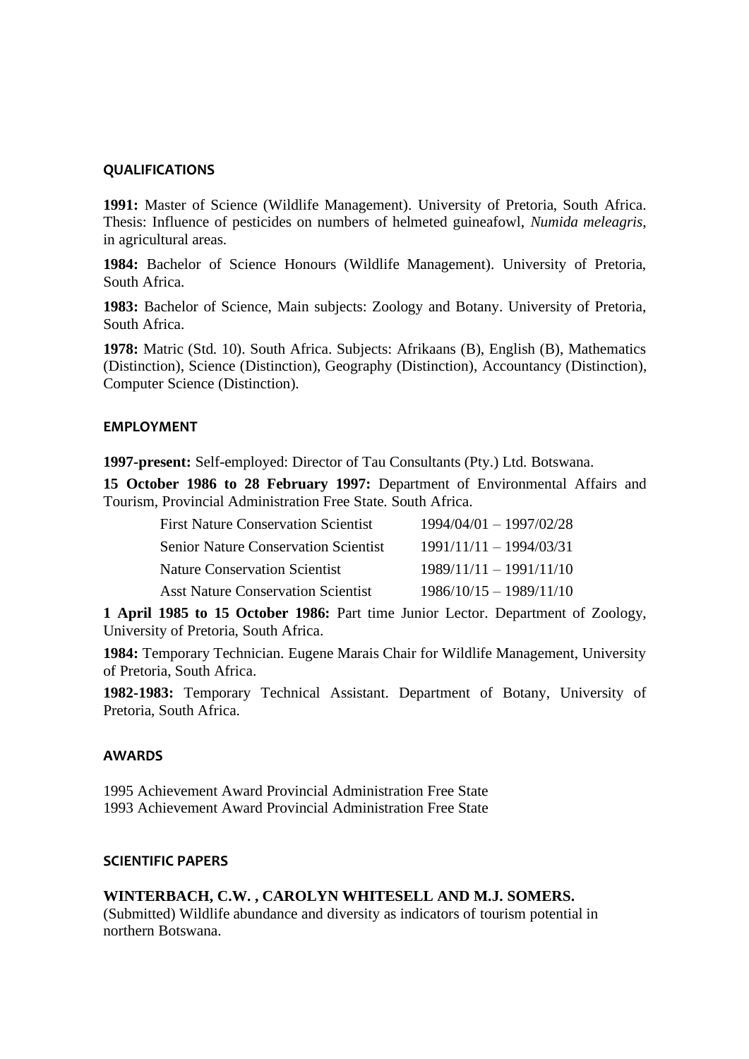## QUALIFICATIONS

**1991:** Master of Science (Wildlife Management). University of Pretoria, South Africa. Thesis: Influence of pesticides on numbers of helmeted guineafowl, *Numida meleagris*, in agricultural areas.

**1984:** Bachelor of Science Honours (Wildlife Management). University of Pretoria, South Africa.

**1983:** Bachelor of Science, Main subjects: Zoology and Botany. University of Pretoria, South Africa.

**1978:** Matric (Std. 10). South Africa. Subjects: Afrikaans (B), English (B), Mathematics (Distinction), Science (Distinction), Geography (Distinction), Accountancy (Distinction), Computer Science (Distinction).

## EMPLOYMENT

**1997-present:** Self-employed: Director of Tau Consultants (Pty.) Ltd. Botswana.

**15 October 1986 to 28 February 1997:** Department of Environmental Affairs and Tourism, Provincial Administration Free State. South Africa.

| | |
|---|---|
| First Nature Conservation Scientist | 1994/04/01 – 1997/02/28 |
| Senior Nature Conservation Scientist | 1991/11/11 – 1994/03/31 |
| Nature Conservation Scientist | 1989/11/11 – 1991/11/10 |
| Asst Nature Conservation Scientist | 1986/10/15 – 1989/11/10 |

**1 April 1985 to 15 October 1986:** Part time Junior Lector. Department of Zoology, University of Pretoria, South Africa.

**1984:** Temporary Technician. Eugene Marais Chair for Wildlife Management, University of Pretoria, South Africa.

**1982-1983:** Temporary Technical Assistant. Department of Botany, University of Pretoria, South Africa.

## AWARDS

1995 Achievement Award Provincial Administration Free State
1993 Achievement Award Provincial Administration Free State

## SCIENTIFIC PAPERS

**WINTERBACH, C.W. , CAROLYN WHITESELL AND M.J. SOMERS.**
(Submitted) Wildlife abundance and diversity as indicators of tourism potential in northern Botswana.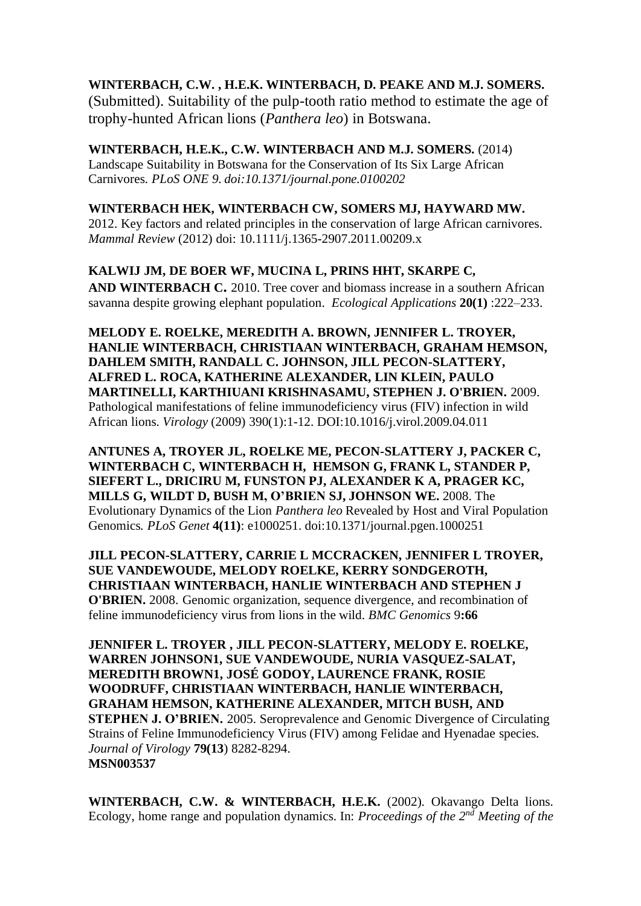**WINTERBACH, C.W. , H.E.K. WINTERBACH, D. PEAKE AND M.J. SOMERS.** (Submitted). Suitability of the pulp-tooth ratio method to estimate the age of trophy-hunted African lions (*Panthera leo*) in Botswana.

**WINTERBACH, H.E.K., C.W. WINTERBACH AND M.J. SOMERS.** (2014) Landscape Suitability in Botswana for the Conservation of Its Six Large African Carnivores. *PLoS ONE 9. doi:10.1371/journal.pone.0100202*

**WINTERBACH HEK, WINTERBACH CW, SOMERS MJ, HAYWARD MW.** 2012. Key factors and related principles in the conservation of large African carnivores. *Mammal Review* (2012) doi: 10.1111/j.1365-2907.2011.00209.x

**KALWIJ JM, DE BOER WF, MUCINA L, PRINS HHT, SKARPE C, AND WINTERBACH C.** 2010. Tree cover and biomass increase in a southern African savanna despite growing elephant population. *Ecological Applications* **20(1)** :222–233.

**MELODY E. ROELKE, MEREDITH A. BROWN, JENNIFER L. TROYER, HANLIE WINTERBACH, CHRISTIAAN WINTERBACH, GRAHAM HEMSON, DAHLEM SMITH, RANDALL C. JOHNSON, JILL PECON-SLATTERY, ALFRED L. ROCA, KATHERINE ALEXANDER, LIN KLEIN, PAULO MARTINELLI, KARTHIUANI KRISHNASAMU, STEPHEN J. O'BRIEN.** 2009. Pathological manifestations of feline immunodeficiency virus (FIV) infection in wild African lions. *Virology* (2009) 390(1):1-12. DOI:10.1016/j.virol.2009.04.011

**ANTUNES A, TROYER JL, ROELKE ME, PECON-SLATTERY J, PACKER C, WINTERBACH C, WINTERBACH H, HEMSON G, FRANK L, STANDER P, SIEFERT L., DRICIRU M, FUNSTON PJ, ALEXANDER K A, PRAGER KC, MILLS G, WILDT D, BUSH M, O'BRIEN SJ, JOHNSON WE.** 2008. The Evolutionary Dynamics of the Lion *Panthera leo* Revealed by Host and Viral Population Genomics*. PLoS Genet* **4(11)**: e1000251. doi:10.1371/journal.pgen.1000251

**JILL PECON-SLATTERY, CARRIE L MCCRACKEN, JENNIFER L TROYER, SUE VANDEWOUDE, MELODY ROELKE, KERRY SONDGEROTH, CHRISTIAAN WINTERBACH, HANLIE WINTERBACH AND STEPHEN J O'BRIEN.** 2008. Genomic organization, sequence divergence, and recombination of feline immunodeficiency virus from lions in the wild. *BMC Genomics* 9**:66**

**JENNIFER L. TROYER , JILL PECON-SLATTERY, MELODY E. ROELKE, WARREN JOHNSON1, SUE VANDEWOUDE, NURIA VASQUEZ-SALAT, MEREDITH BROWN1, JOSÉ GODOY, LAURENCE FRANK, ROSIE WOODRUFF, CHRISTIAAN WINTERBACH, HANLIE WINTERBACH, GRAHAM HEMSON, KATHERINE ALEXANDER, MITCH BUSH, AND STEPHEN J. O'BRIEN.** 2005. Seroprevalence and Genomic Divergence of Circulating Strains of Feline Immunodeficiency Virus (FIV) among Felidae and Hyenadae species. *Journal of Virology* **79(13**) 8282-8294.
**MSN003537**

**WINTERBACH, C.W. & WINTERBACH, H.E.K.** (2002). Okavango Delta lions. Ecology, home range and population dynamics. In: *Proceedings of the 2nd Meeting of the*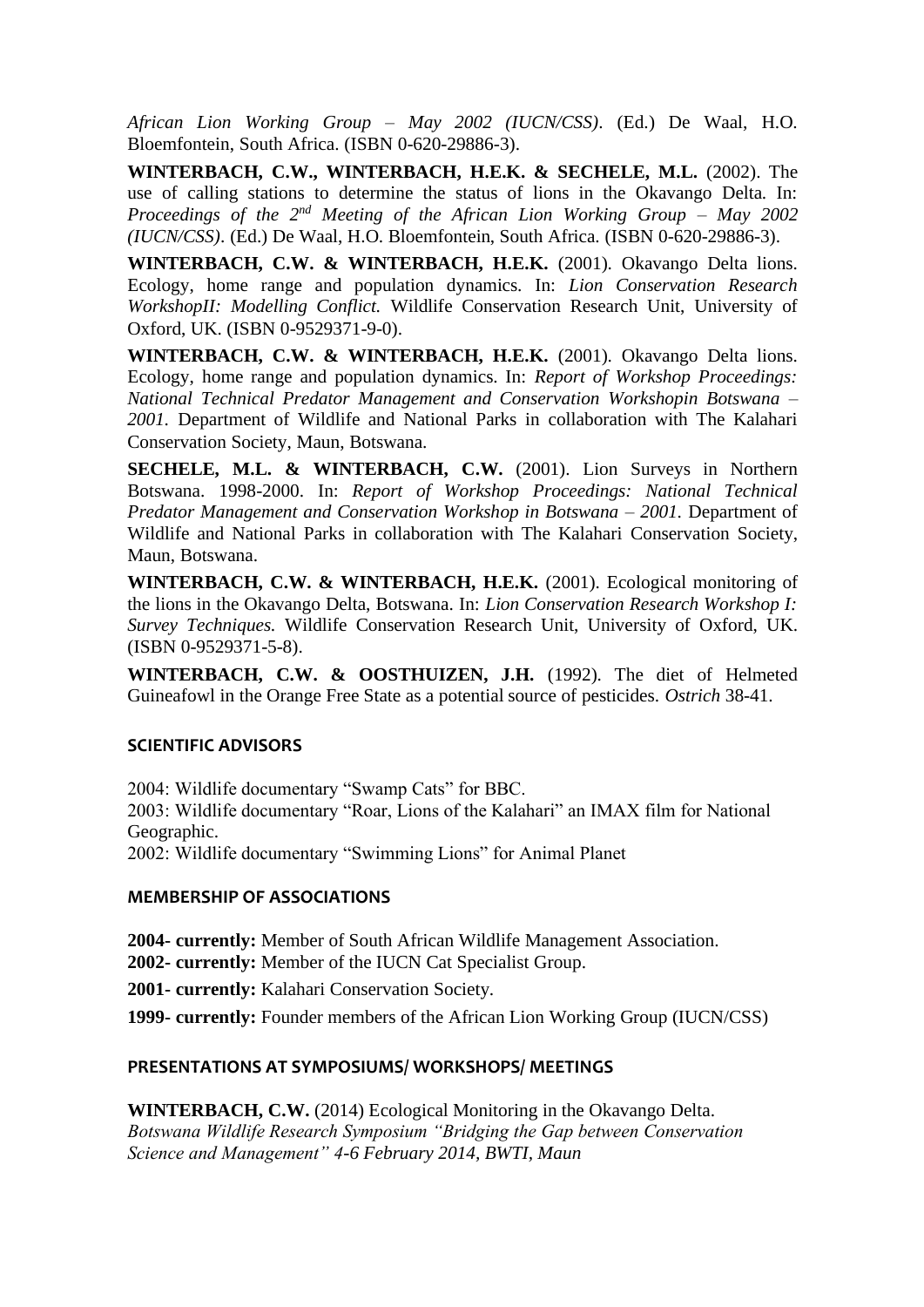*African Lion Working Group – May 2002 (IUCN/CSS)*. (Ed.) De Waal, H.O. Bloemfontein, South Africa. (ISBN 0-620-29886-3).

**WINTERBACH, C.W., WINTERBACH, H.E.K. & SECHELE, M.L.** (2002). The use of calling stations to determine the status of lions in the Okavango Delta. In: *Proceedings of the 2nd Meeting of the African Lion Working Group – May 2002 (IUCN/CSS)*. (Ed.) De Waal, H.O. Bloemfontein, South Africa. (ISBN 0-620-29886-3).

**WINTERBACH, C.W. & WINTERBACH, H.E.K.** (2001). Okavango Delta lions. Ecology, home range and population dynamics. In: *Lion Conservation Research WorkshopII: Modelling Conflict.* Wildlife Conservation Research Unit, University of Oxford, UK. (ISBN 0-9529371-9-0).

**WINTERBACH, C.W. & WINTERBACH, H.E.K.** (2001). Okavango Delta lions. Ecology, home range and population dynamics. In: *Report of Workshop Proceedings: National Technical Predator Management and Conservation Workshopin Botswana – 2001.* Department of Wildlife and National Parks in collaboration with The Kalahari Conservation Society, Maun, Botswana.

**SECHELE, M.L. & WINTERBACH, C.W.** (2001). Lion Surveys in Northern Botswana. 1998-2000. In: *Report of Workshop Proceedings: National Technical Predator Management and Conservation Workshop in Botswana – 2001.* Department of Wildlife and National Parks in collaboration with The Kalahari Conservation Society, Maun, Botswana.

**WINTERBACH, C.W. & WINTERBACH, H.E.K.** (2001). Ecological monitoring of the lions in the Okavango Delta, Botswana. In: *Lion Conservation Research Workshop I: Survey Techniques.* Wildlife Conservation Research Unit, University of Oxford, UK. (ISBN 0-9529371-5-8).

**WINTERBACH, C.W. & OOSTHUIZEN, J.H.** (1992). The diet of Helmeted Guineafowl in the Orange Free State as a potential source of pesticides. *Ostrich* 38-41.

## SCIENTIFIC ADVISORS

2004: Wildlife documentary "Swamp Cats" for BBC.
2003: Wildlife documentary "Roar, Lions of the Kalahari" an IMAX film for National Geographic.
2002: Wildlife documentary "Swimming Lions" for Animal Planet

## MEMBERSHIP OF ASSOCIATIONS

**2004- currently:** Member of South African Wildlife Management Association.
**2002- currently:** Member of the IUCN Cat Specialist Group.

**2001- currently:** Kalahari Conservation Society.

**1999- currently:** Founder members of the African Lion Working Group (IUCN/CSS)

## PRESENTATIONS AT SYMPOSIUMS/ WORKSHOPS/ MEETINGS

**WINTERBACH, C.W.** (2014) Ecological Monitoring in the Okavango Delta.
*Botswana Wildlife Research Symposium "Bridging the Gap between Conservation Science and Management" 4-6 February 2014, BWTI, Maun*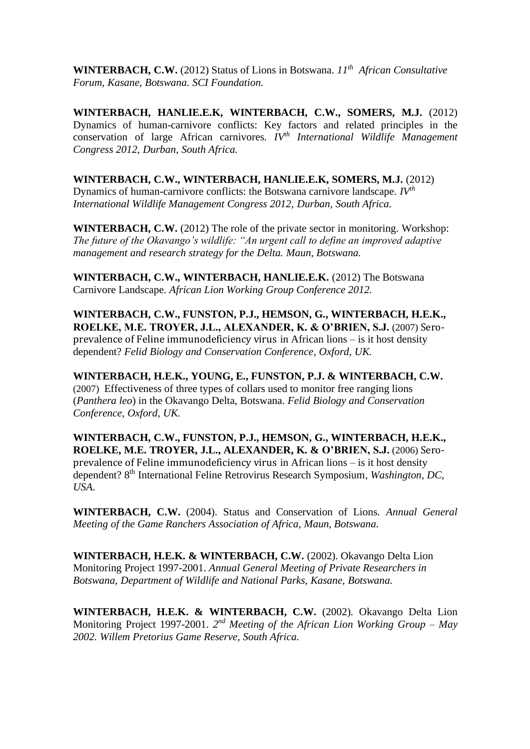**WINTERBACH, C.W.** (2012) Status of Lions in Botswana. *11th African Consultative Forum, Kasane, Botswana. SCI Foundation.*

**WINTERBACH, HANLIE.E.K, WINTERBACH, C.W., SOMERS, M.J.** (2012) Dynamics of human-carnivore conflicts: Key factors and related principles in the conservation of large African carnivores. *IVth International Wildlife Management Congress 2012, Durban, South Africa.*

**WINTERBACH, C.W., WINTERBACH, HANLIE.E.K, SOMERS, M.J.** (2012) Dynamics of human-carnivore conflicts: the Botswana carnivore landscape. *IVth International Wildlife Management Congress 2012, Durban, South Africa.*

**WINTERBACH, C.W.** (2012) The role of the private sector in monitoring. Workshop: *The future of the Okavango's wildlife: "An urgent call to define an improved adaptive management and research strategy for the Delta. Maun, Botswana.*

**WINTERBACH, C.W., WINTERBACH, HANLIE.E.K.** (2012) The Botswana Carnivore Landscape. *African Lion Working Group Conference 2012.*

**WINTERBACH, C.W., FUNSTON, P.J., HEMSON, G., WINTERBACH, H.E.K., ROELKE, M.E. TROYER, J.L., ALEXANDER, K. & O'BRIEN, S.J.** (2007) Sero-prevalence of Feline immunodeficiency virus in African lions – is it host density dependent? *Felid Biology and Conservation Conference, Oxford, UK.*

**WINTERBACH, H.E.K., YOUNG, E., FUNSTON, P.J. & WINTERBACH, C.W.** (2007) Effectiveness of three types of collars used to monitor free ranging lions (*Panthera leo*) in the Okavango Delta, Botswana. *Felid Biology and Conservation Conference, Oxford, UK.*

**WINTERBACH, C.W., FUNSTON, P.J., HEMSON, G., WINTERBACH, H.E.K., ROELKE, M.E. TROYER, J.L., ALEXANDER, K. & O'BRIEN, S.J.** (2006) Sero-prevalence of Feline immunodeficiency virus in African lions – is it host density dependent? 8th International Feline Retrovirus Research Symposium, *Washington, DC, USA.*

**WINTERBACH, C.W.** (2004). Status and Conservation of Lions. *Annual General Meeting of the Game Ranchers Association of Africa, Maun, Botswana.*

**WINTERBACH, H.E.K. & WINTERBACH, C.W.** (2002). Okavango Delta Lion Monitoring Project 1997-2001. *Annual General Meeting of Private Researchers in Botswana, Department of Wildlife and National Parks, Kasane, Botswana.*

**WINTERBACH, H.E.K. & WINTERBACH, C.W.** (2002). Okavango Delta Lion Monitoring Project 1997-2001. *2nd Meeting of the African Lion Working Group – May 2002. Willem Pretorius Game Reserve, South Africa.*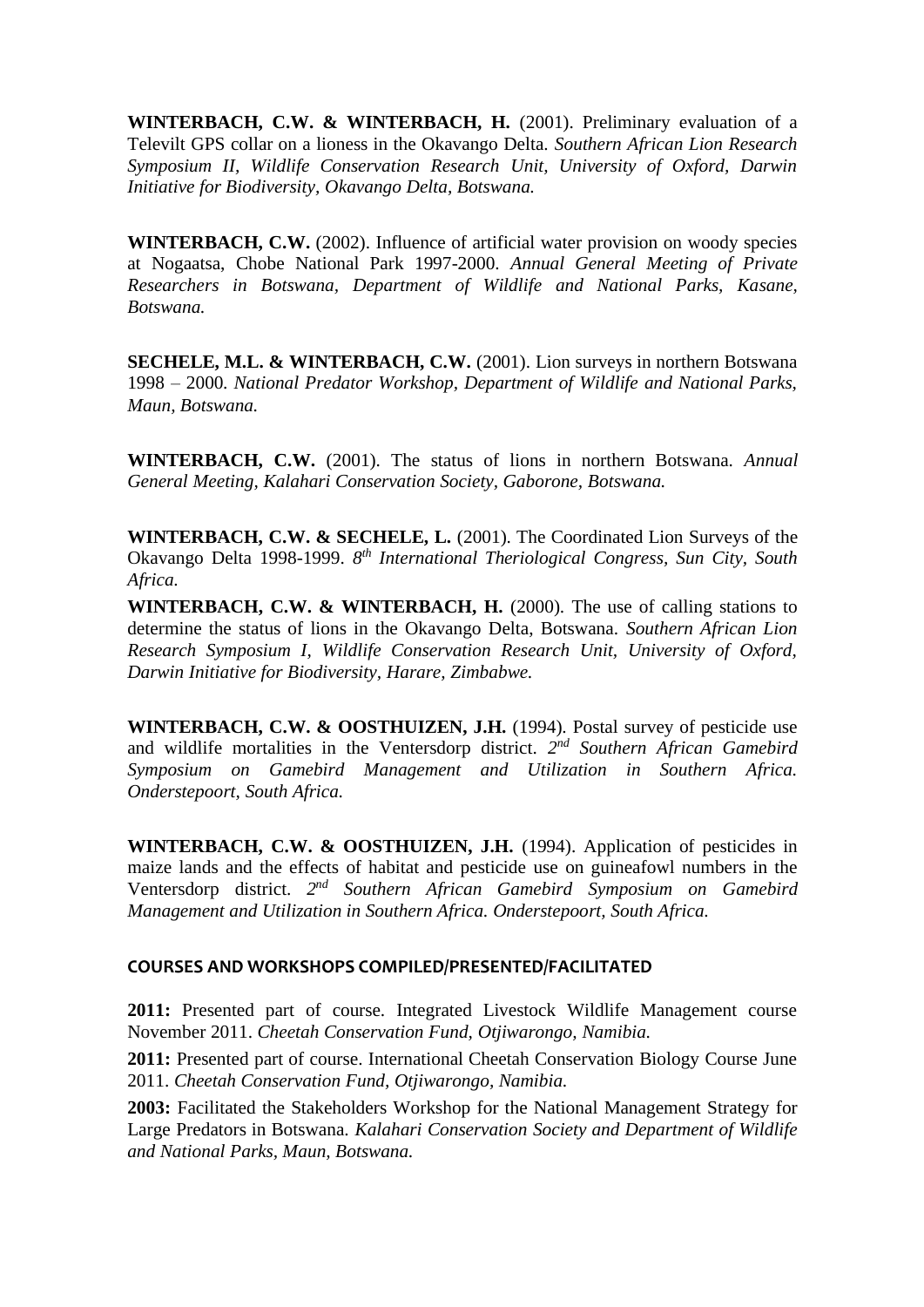**WINTERBACH, C.W. & WINTERBACH, H.** (2001). Preliminary evaluation of a Televilt GPS collar on a lioness in the Okavango Delta. *Southern African Lion Research Symposium II, Wildlife Conservation Research Unit, University of Oxford, Darwin Initiative for Biodiversity, Okavango Delta, Botswana.*

**WINTERBACH, C.W.** (2002). Influence of artificial water provision on woody species at Nogaatsa, Chobe National Park 1997-2000. *Annual General Meeting of Private Researchers in Botswana, Department of Wildlife and National Parks, Kasane, Botswana.*

**SECHELE, M.L. & WINTERBACH, C.W.** (2001). Lion surveys in northern Botswana 1998 – 2000. *National Predator Workshop, Department of Wildlife and National Parks, Maun, Botswana.*

**WINTERBACH, C.W.** (2001). The status of lions in northern Botswana. *Annual General Meeting, Kalahari Conservation Society, Gaborone, Botswana.*

**WINTERBACH, C.W. & SECHELE, L.** (2001). The Coordinated Lion Surveys of the Okavango Delta 1998-1999. *8th International Theriological Congress, Sun City, South Africa.*

**WINTERBACH, C.W. & WINTERBACH, H.** (2000). The use of calling stations to determine the status of lions in the Okavango Delta, Botswana. *Southern African Lion Research Symposium I, Wildlife Conservation Research Unit, University of Oxford, Darwin Initiative for Biodiversity, Harare, Zimbabwe.*

**WINTERBACH, C.W. & OOSTHUIZEN, J.H.** (1994). Postal survey of pesticide use and wildlife mortalities in the Ventersdorp district. *2nd Southern African Gamebird Symposium on Gamebird Management and Utilization in Southern Africa. Onderstepoort, South Africa.*

**WINTERBACH, C.W. & OOSTHUIZEN, J.H.** (1994). Application of pesticides in maize lands and the effects of habitat and pesticide use on guineafowl numbers in the Ventersdorp district. *2nd Southern African Gamebird Symposium on Gamebird Management and Utilization in Southern Africa. Onderstepoort, South Africa.*

#### COURSES AND WORKSHOPS COMPILED/PRESENTED/FACILITATED

**2011:** Presented part of course. Integrated Livestock Wildlife Management course November 2011. *Cheetah Conservation Fund, Otjiwarongo, Namibia.*

**2011:** Presented part of course. International Cheetah Conservation Biology Course June 2011. *Cheetah Conservation Fund, Otjiwarongo, Namibia.*

**2003:** Facilitated the Stakeholders Workshop for the National Management Strategy for Large Predators in Botswana. *Kalahari Conservation Society and Department of Wildlife and National Parks, Maun, Botswana.*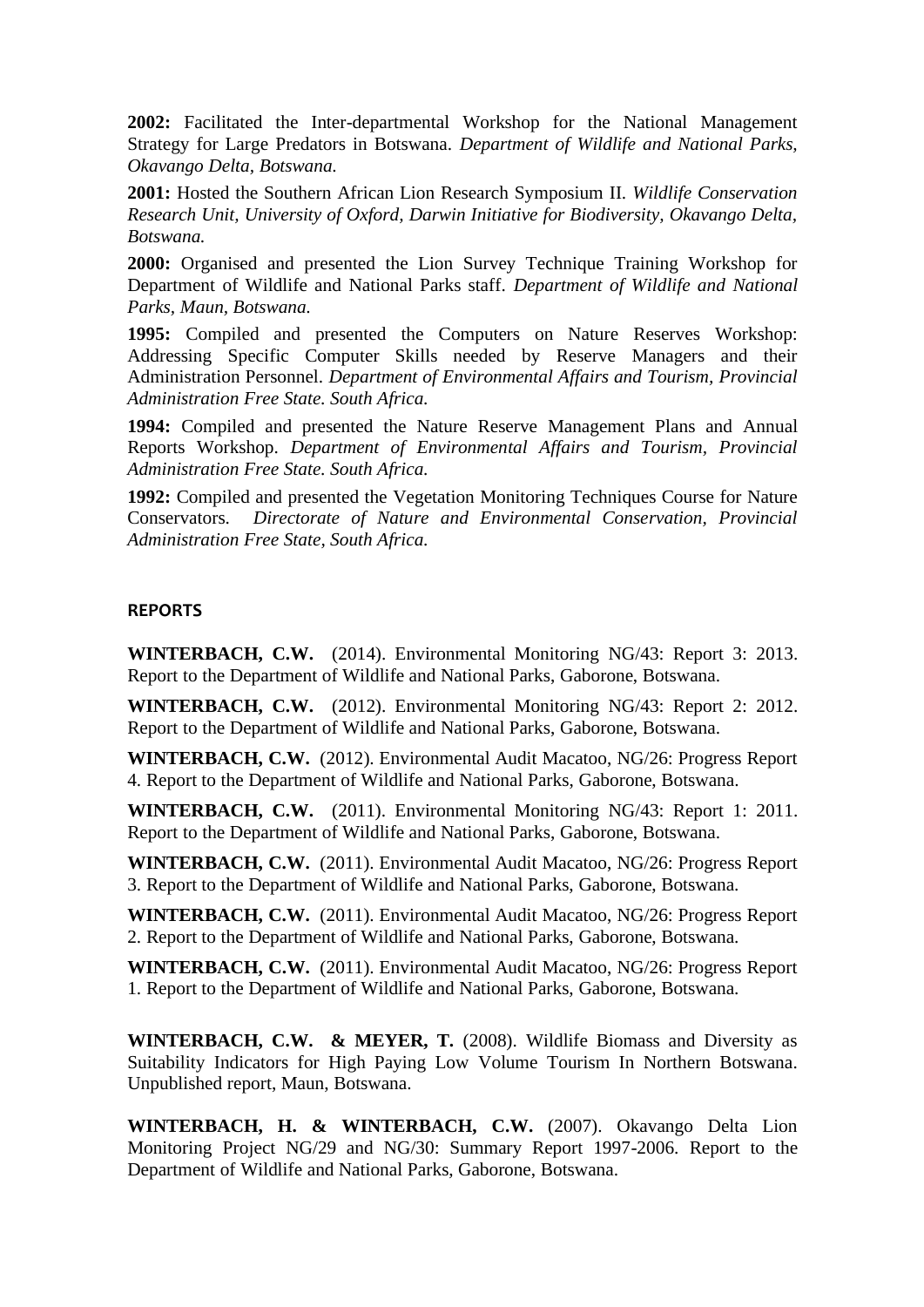**2002:** Facilitated the Inter-departmental Workshop for the National Management Strategy for Large Predators in Botswana. *Department of Wildlife and National Parks, Okavango Delta, Botswana.*

**2001:** Hosted the Southern African Lion Research Symposium II. *Wildlife Conservation Research Unit, University of Oxford, Darwin Initiative for Biodiversity, Okavango Delta, Botswana.*

**2000:** Organised and presented the Lion Survey Technique Training Workshop for Department of Wildlife and National Parks staff. *Department of Wildlife and National Parks, Maun, Botswana.*

**1995:** Compiled and presented the Computers on Nature Reserves Workshop: Addressing Specific Computer Skills needed by Reserve Managers and their Administration Personnel. *Department of Environmental Affairs and Tourism, Provincial Administration Free State. South Africa.*

**1994:** Compiled and presented the Nature Reserve Management Plans and Annual Reports Workshop. *Department of Environmental Affairs and Tourism, Provincial Administration Free State. South Africa.*

**1992:** Compiled and presented the Vegetation Monitoring Techniques Course for Nature Conservators. *Directorate of Nature and Environmental Conservation, Provincial Administration Free State, South Africa.*

## REPORTS

**WINTERBACH, C.W.** (2014). Environmental Monitoring NG/43: Report 3: 2013. Report to the Department of Wildlife and National Parks, Gaborone, Botswana.

**WINTERBACH, C.W.** (2012). Environmental Monitoring NG/43: Report 2: 2012. Report to the Department of Wildlife and National Parks, Gaborone, Botswana.

**WINTERBACH, C.W.** (2012). Environmental Audit Macatoo, NG/26: Progress Report 4. Report to the Department of Wildlife and National Parks, Gaborone, Botswana.

**WINTERBACH, C.W.** (2011). Environmental Monitoring NG/43: Report 1: 2011. Report to the Department of Wildlife and National Parks, Gaborone, Botswana.

**WINTERBACH, C.W.** (2011). Environmental Audit Macatoo, NG/26: Progress Report 3. Report to the Department of Wildlife and National Parks, Gaborone, Botswana.

**WINTERBACH, C.W.** (2011). Environmental Audit Macatoo, NG/26: Progress Report 2. Report to the Department of Wildlife and National Parks, Gaborone, Botswana.

**WINTERBACH, C.W.** (2011). Environmental Audit Macatoo, NG/26: Progress Report 1. Report to the Department of Wildlife and National Parks, Gaborone, Botswana.

**WINTERBACH, C.W. & MEYER, T.** (2008). Wildlife Biomass and Diversity as Suitability Indicators for High Paying Low Volume Tourism In Northern Botswana. Unpublished report, Maun, Botswana.

**WINTERBACH, H. & WINTERBACH, C.W.** (2007). Okavango Delta Lion Monitoring Project NG/29 and NG/30: Summary Report 1997-2006. Report to the Department of Wildlife and National Parks, Gaborone, Botswana.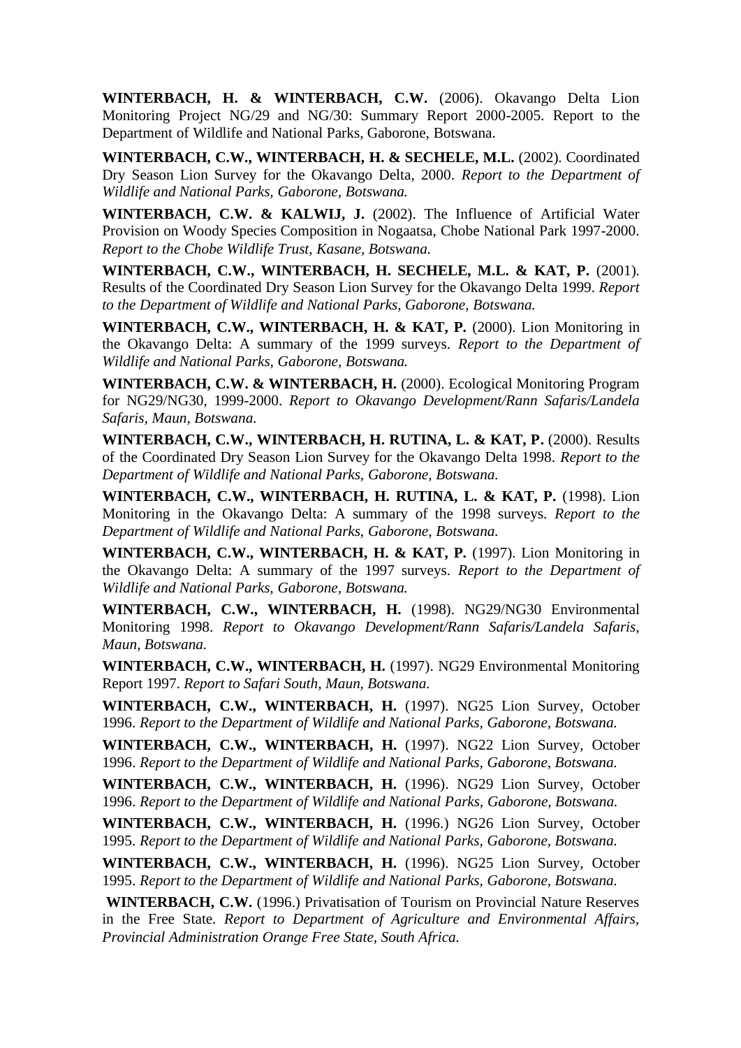**WINTERBACH, H. & WINTERBACH, C.W.** (2006). Okavango Delta Lion Monitoring Project NG/29 and NG/30: Summary Report 2000-2005. Report to the Department of Wildlife and National Parks, Gaborone, Botswana.

**WINTERBACH, C.W., WINTERBACH, H. & SECHELE, M.L.** (2002). Coordinated Dry Season Lion Survey for the Okavango Delta, 2000. *Report to the Department of Wildlife and National Parks, Gaborone, Botswana.*

**WINTERBACH, C.W. & KALWIJ, J.** (2002). The Influence of Artificial Water Provision on Woody Species Composition in Nogaatsa, Chobe National Park 1997-2000. *Report to the Chobe Wildlife Trust, Kasane, Botswana.*

**WINTERBACH, C.W., WINTERBACH, H. SECHELE, M.L. & KAT, P.** (2001). Results of the Coordinated Dry Season Lion Survey for the Okavango Delta 1999. *Report to the Department of Wildlife and National Parks, Gaborone, Botswana.*

**WINTERBACH, C.W., WINTERBACH, H. & KAT, P.** (2000). Lion Monitoring in the Okavango Delta: A summary of the 1999 surveys. *Report to the Department of Wildlife and National Parks, Gaborone, Botswana.*

**WINTERBACH, C.W. & WINTERBACH, H.** (2000). Ecological Monitoring Program for NG29/NG30, 1999-2000. *Report to Okavango Development/Rann Safaris/Landela Safaris, Maun, Botswana.*

**WINTERBACH, C.W., WINTERBACH, H. RUTINA, L. & KAT, P.** (2000). Results of the Coordinated Dry Season Lion Survey for the Okavango Delta 1998. *Report to the Department of Wildlife and National Parks, Gaborone, Botswana.*

**WINTERBACH, C.W., WINTERBACH, H. RUTINA, L. & KAT, P.** (1998). Lion Monitoring in the Okavango Delta: A summary of the 1998 surveys. *Report to the Department of Wildlife and National Parks, Gaborone, Botswana.*

**WINTERBACH, C.W., WINTERBACH, H. & KAT, P.** (1997). Lion Monitoring in the Okavango Delta: A summary of the 1997 surveys. *Report to the Department of Wildlife and National Parks, Gaborone, Botswana.*

**WINTERBACH, C.W., WINTERBACH, H.** (1998). NG29/NG30 Environmental Monitoring 1998. *Report to Okavango Development/Rann Safaris/Landela Safaris, Maun, Botswana.*

**WINTERBACH, C.W., WINTERBACH, H.** (1997). NG29 Environmental Monitoring Report 1997. *Report to Safari South, Maun, Botswana.*

**WINTERBACH, C.W., WINTERBACH, H.** (1997). NG25 Lion Survey, October 1996. *Report to the Department of Wildlife and National Parks, Gaborone, Botswana.*

**WINTERBACH, C.W., WINTERBACH, H.** (1997). NG22 Lion Survey, October 1996. *Report to the Department of Wildlife and National Parks, Gaborone, Botswana.*

**WINTERBACH, C.W., WINTERBACH, H.** (1996). NG29 Lion Survey, October 1996. *Report to the Department of Wildlife and National Parks, Gaborone, Botswana.*

**WINTERBACH, C.W., WINTERBACH, H.** (1996.) NG26 Lion Survey, October 1995. *Report to the Department of Wildlife and National Parks, Gaborone, Botswana.*

**WINTERBACH, C.W., WINTERBACH, H.** (1996). NG25 Lion Survey, October 1995. *Report to the Department of Wildlife and National Parks, Gaborone, Botswana.*

**WINTERBACH, C.W.** (1996.) Privatisation of Tourism on Provincial Nature Reserves in the Free State. *Report to Department of Agriculture and Environmental Affairs, Provincial Administration Orange Free State, South Africa.*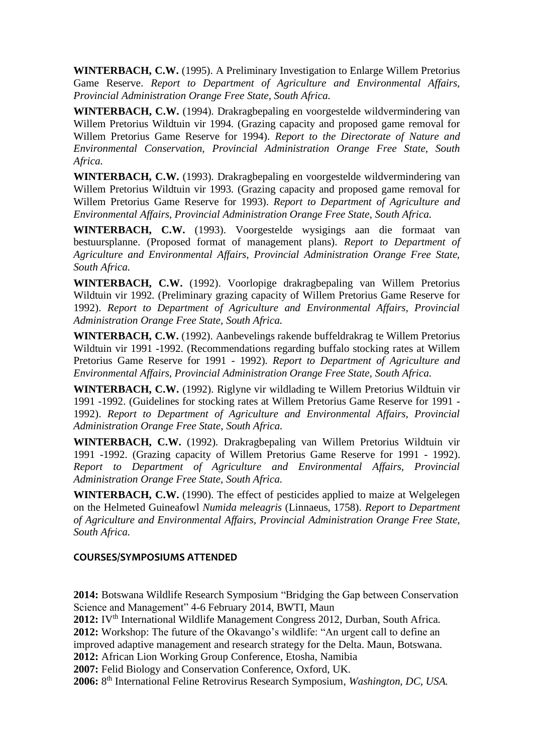**WINTERBACH, C.W.** (1995). A Preliminary Investigation to Enlarge Willem Pretorius Game Reserve. *Report to Department of Agriculture and Environmental Affairs, Provincial Administration Orange Free State, South Africa.*

**WINTERBACH, C.W.** (1994). Drakragbepaling en voorgestelde wildvermindering van Willem Pretorius Wildtuin vir 1994. (Grazing capacity and proposed game removal for Willem Pretorius Game Reserve for 1994). *Report to the Directorate of Nature and Environmental Conservation, Provincial Administration Orange Free State, South Africa.*

**WINTERBACH, C.W.** (1993). Drakragbepaling en voorgestelde wildvermindering van Willem Pretorius Wildtuin vir 1993. (Grazing capacity and proposed game removal for Willem Pretorius Game Reserve for 1993). *Report to Department of Agriculture and Environmental Affairs, Provincial Administration Orange Free State, South Africa.*

**WINTERBACH, C.W.** (1993). Voorgestelde wysigings aan die formaat van bestuursplanne. (Proposed format of management plans). *Report to Department of Agriculture and Environmental Affairs, Provincial Administration Orange Free State, South Africa.*

**WINTERBACH, C.W.** (1992). Voorlopige drakragbepaling van Willem Pretorius Wildtuin vir 1992. (Preliminary grazing capacity of Willem Pretorius Game Reserve for 1992). *Report to Department of Agriculture and Environmental Affairs, Provincial Administration Orange Free State, South Africa.*

**WINTERBACH, C.W.** (1992). Aanbevelings rakende buffeldrakrag te Willem Pretorius Wildtuin vir 1991 -1992. (Recommendations regarding buffalo stocking rates at Willem Pretorius Game Reserve for 1991 - 1992). *Report to Department of Agriculture and Environmental Affairs, Provincial Administration Orange Free State, South Africa.*

**WINTERBACH, C.W.** (1992). Riglyne vir wildlading te Willem Pretorius Wildtuin vir 1991 -1992. (Guidelines for stocking rates at Willem Pretorius Game Reserve for 1991 - 1992). *Report to Department of Agriculture and Environmental Affairs, Provincial Administration Orange Free State, South Africa.*

**WINTERBACH, C.W.** (1992). Drakragbepaling van Willem Pretorius Wildtuin vir 1991 -1992. (Grazing capacity of Willem Pretorius Game Reserve for 1991 - 1992). *Report to Department of Agriculture and Environmental Affairs, Provincial Administration Orange Free State, South Africa.*

**WINTERBACH, C.W.** (1990). The effect of pesticides applied to maize at Welgelegen on the Helmeted Guineafowl *Numida meleagris* (Linnaeus, 1758). *Report to Department of Agriculture and Environmental Affairs, Provincial Administration Orange Free State, South Africa.*

## COURSES/SYMPOSIUMS ATTENDED

**2014:** Botswana Wildlife Research Symposium "Bridging the Gap between Conservation Science and Management" 4-6 February 2014, BWTI, Maun
**2012:** IV$^{th}$ International Wildlife Management Congress 2012, Durban, South Africa.
**2012:** Workshop: The future of the Okavango's wildlife: "An urgent call to define an improved adaptive management and research strategy for the Delta. Maun, Botswana.
**2012:** African Lion Working Group Conference, Etosha, Namibia
**2007:** Felid Biology and Conservation Conference, Oxford, UK.
**2006:** 8$^{th}$ International Feline Retrovirus Research Symposium, *Washington, DC, USA.*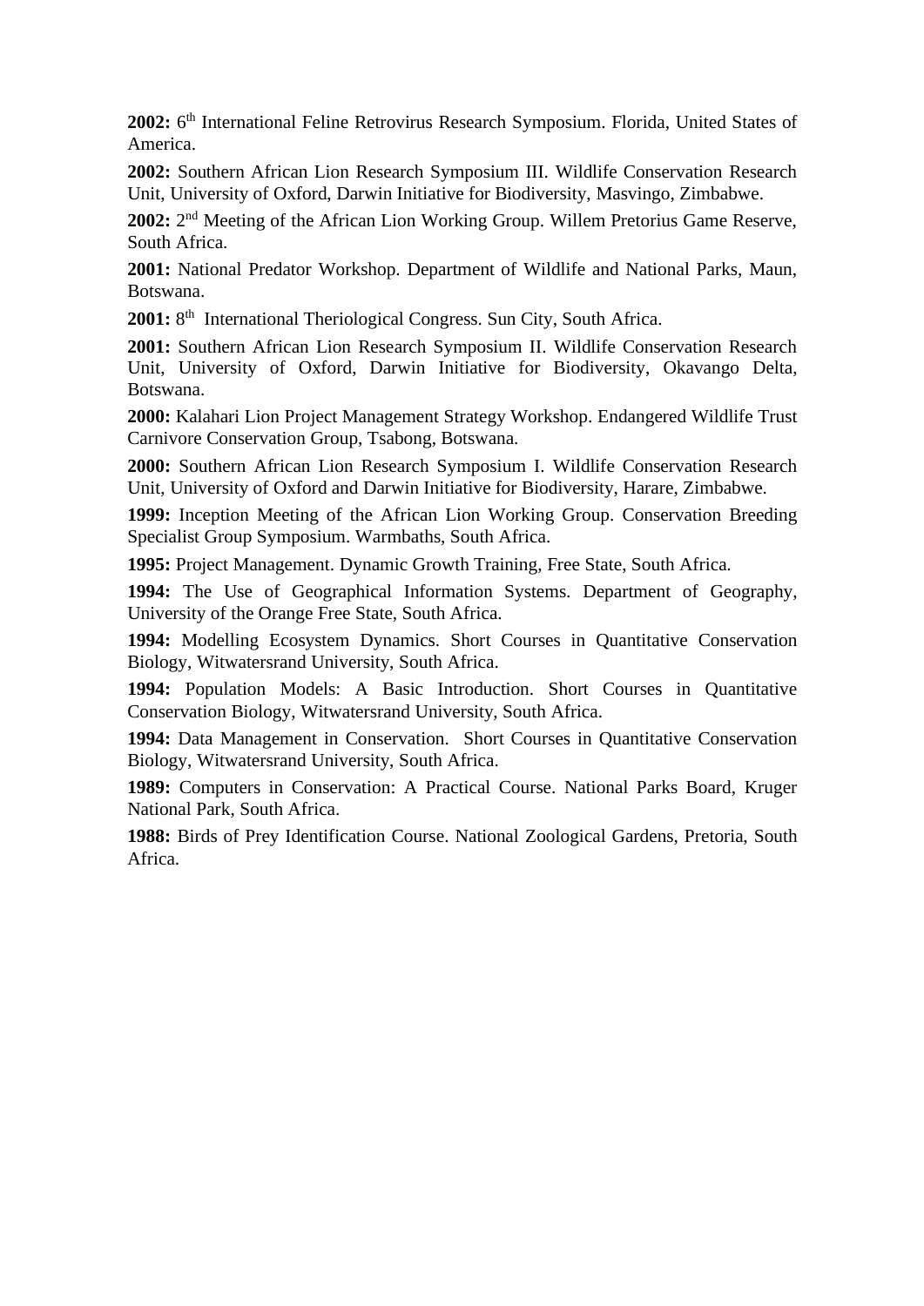**2002:** 6th International Feline Retrovirus Research Symposium. Florida, United States of America.

**2002:** Southern African Lion Research Symposium III. Wildlife Conservation Research Unit, University of Oxford, Darwin Initiative for Biodiversity, Masvingo, Zimbabwe.

**2002:** 2nd Meeting of the African Lion Working Group. Willem Pretorius Game Reserve, South Africa.

**2001:** National Predator Workshop. Department of Wildlife and National Parks, Maun, Botswana.

**2001:** 8th International Theriological Congress. Sun City, South Africa.

**2001:** Southern African Lion Research Symposium II. Wildlife Conservation Research Unit, University of Oxford, Darwin Initiative for Biodiversity, Okavango Delta, Botswana.

**2000:** Kalahari Lion Project Management Strategy Workshop. Endangered Wildlife Trust Carnivore Conservation Group, Tsabong, Botswana.

**2000:** Southern African Lion Research Symposium I. Wildlife Conservation Research Unit, University of Oxford and Darwin Initiative for Biodiversity, Harare, Zimbabwe.

**1999:** Inception Meeting of the African Lion Working Group. Conservation Breeding Specialist Group Symposium. Warmbaths, South Africa.

**1995:** Project Management. Dynamic Growth Training, Free State, South Africa.

**1994:** The Use of Geographical Information Systems. Department of Geography, University of the Orange Free State, South Africa.

**1994:** Modelling Ecosystem Dynamics. Short Courses in Quantitative Conservation Biology, Witwatersrand University, South Africa.

**1994:** Population Models: A Basic Introduction. Short Courses in Quantitative Conservation Biology, Witwatersrand University, South Africa.

**1994:** Data Management in Conservation. Short Courses in Quantitative Conservation Biology, Witwatersrand University, South Africa.

**1989:** Computers in Conservation: A Practical Course. National Parks Board, Kruger National Park, South Africa.

**1988:** Birds of Prey Identification Course. National Zoological Gardens, Pretoria, South Africa.